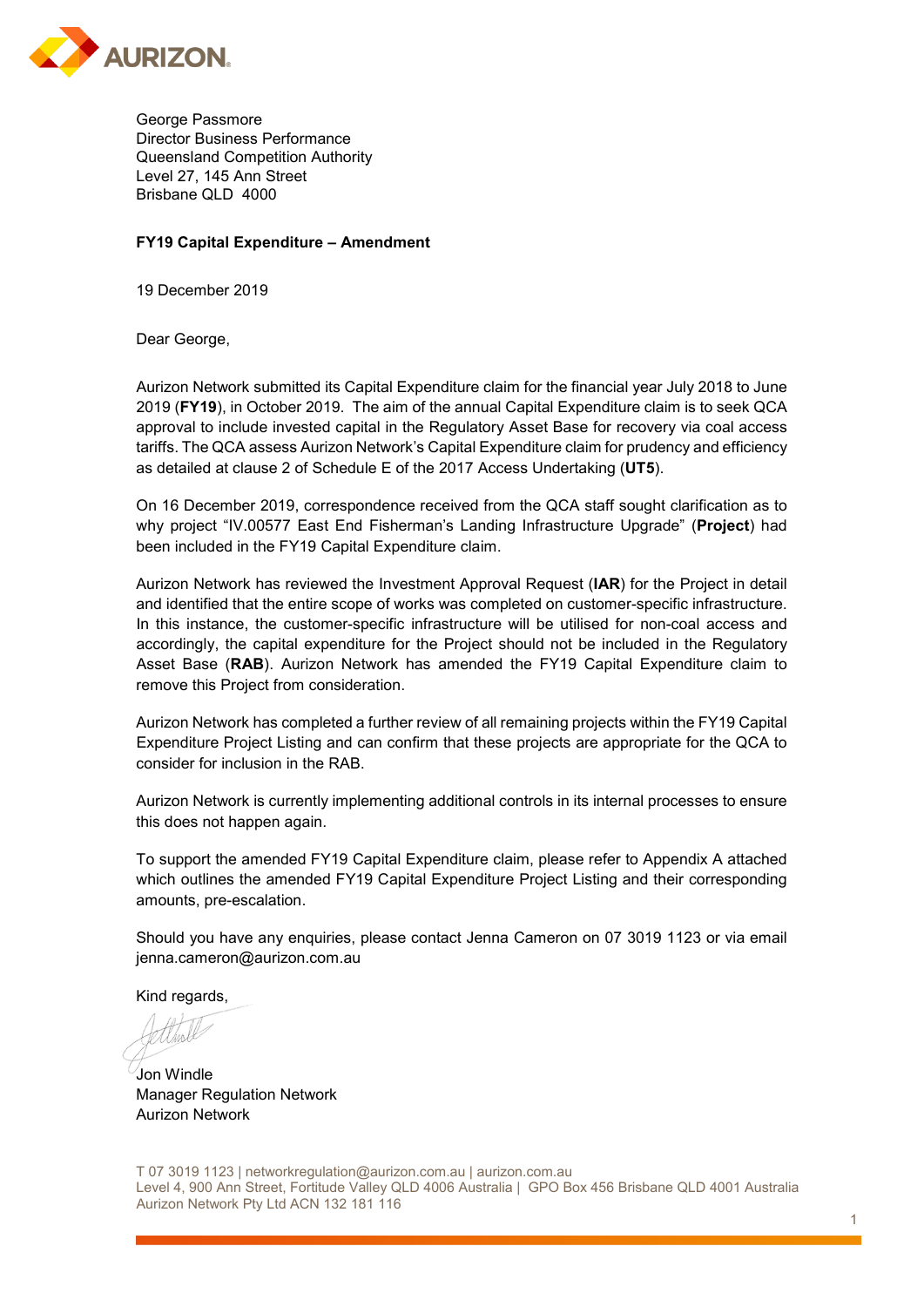AURIZON

George Passmore
Director Business Performance
Queensland Competition Authority
Level 27, 145 Ann Street
Brisbane QLD 4000

**FY19 Capital Expenditure – Amendment**

19 December 2019

Dear George,

Aurizon Network submitted its Capital Expenditure claim for the financial year July 2018 to June 2019 (**FY19**), in October 2019. The aim of the annual Capital Expenditure claim is to seek QCA approval to include invested capital in the Regulatory Asset Base for recovery via coal access tariffs. The QCA assess Aurizon Network's Capital Expenditure claim for prudency and efficiency as detailed at clause 2 of Schedule E of the 2017 Access Undertaking (**UT5**).

On 16 December 2019, correspondence received from the QCA staff sought clarification as to why project "IV.00577 East End Fisherman's Landing Infrastructure Upgrade" (**Project**) had been included in the FY19 Capital Expenditure claim.

Aurizon Network has reviewed the Investment Approval Request (**IAR**) for the Project in detail and identified that the entire scope of works was completed on customer-specific infrastructure. In this instance, the customer-specific infrastructure will be utilised for non-coal access and accordingly, the capital expenditure for the Project should not be included in the Regulatory Asset Base (**RAB**). Aurizon Network has amended the FY19 Capital Expenditure claim to remove this Project from consideration.

Aurizon Network has completed a further review of all remaining projects within the FY19 Capital Expenditure Project Listing and can confirm that these projects are appropriate for the QCA to consider for inclusion in the RAB.

Aurizon Network is currently implementing additional controls in its internal processes to ensure this does not happen again.

To support the amended FY19 Capital Expenditure claim, please refer to Appendix A attached which outlines the amended FY19 Capital Expenditure Project Listing and their corresponding amounts, pre-escalation.

Should you have any enquiries, please contact Jenna Cameron on 07 3019 1123 or via email jenna.cameron@aurizon.com.au

Kind regards,

Jon Windle
Manager Regulation Network
Aurizon Network

T 07 3019 1123 | networkregulation@aurizon.com.au | aurizon.com.au
Level 4, 900 Ann Street, Fortitude Valley QLD 4006 Australia | GPO Box 456 Brisbane QLD 4001 Australia
Aurizon Network Pty Ltd ACN 132 181 116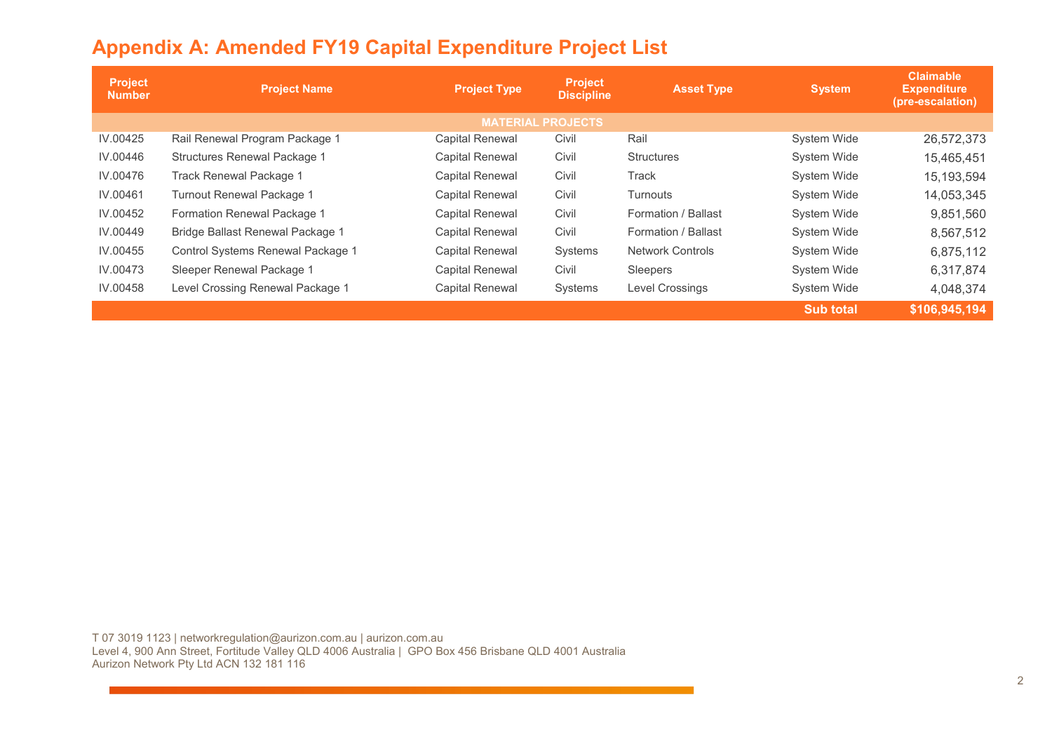# Appendix A: Amended FY19 Capital Expenditure Project List

| Project Number | Project Name | Project Type | Project Discipline | Asset Type | System | Claimable Expenditure (pre-escalation) |
|---|---|---|---|---|---|---|
| **MATERIAL PROJECTS** | | | | | | |
| IV.00425 | Rail Renewal Program Package 1 | Capital Renewal | Civil | Rail | System Wide | 26,572,373 |
| IV.00446 | Structures Renewal Package 1 | Capital Renewal | Civil | Structures | System Wide | 15,465,451 |
| IV.00476 | Track Renewal Package 1 | Capital Renewal | Civil | Track | System Wide | 15,193,594 |
| IV.00461 | Turnout Renewal Package 1 | Capital Renewal | Civil | Turnouts | System Wide | 14,053,345 |
| IV.00452 | Formation Renewal Package 1 | Capital Renewal | Civil | Formation / Ballast | System Wide | 9,851,560 |
| IV.00449 | Bridge Ballast Renewal Package 1 | Capital Renewal | Civil | Formation / Ballast | System Wide | 8,567,512 |
| IV.00455 | Control Systems Renewal Package 1 | Capital Renewal | Systems | Network Controls | System Wide | 6,875,112 |
| IV.00473 | Sleeper Renewal Package 1 | Capital Renewal | Civil | Sleepers | System Wide | 6,317,874 |
| IV.00458 | Level Crossing Renewal Package 1 | Capital Renewal | Systems | Level Crossings | System Wide | 4,048,374 |
| | | | | | **Sub total** | **$106,945,194** |

T 07 3019 1123 | networkregulation@aurizon.com.au | aurizon.com.au
Level 4, 900 Ann Street, Fortitude Valley QLD 4006 Australia | GPO Box 456 Brisbane QLD 4001 Australia
Aurizon Network Pty Ltd ACN 132 181 116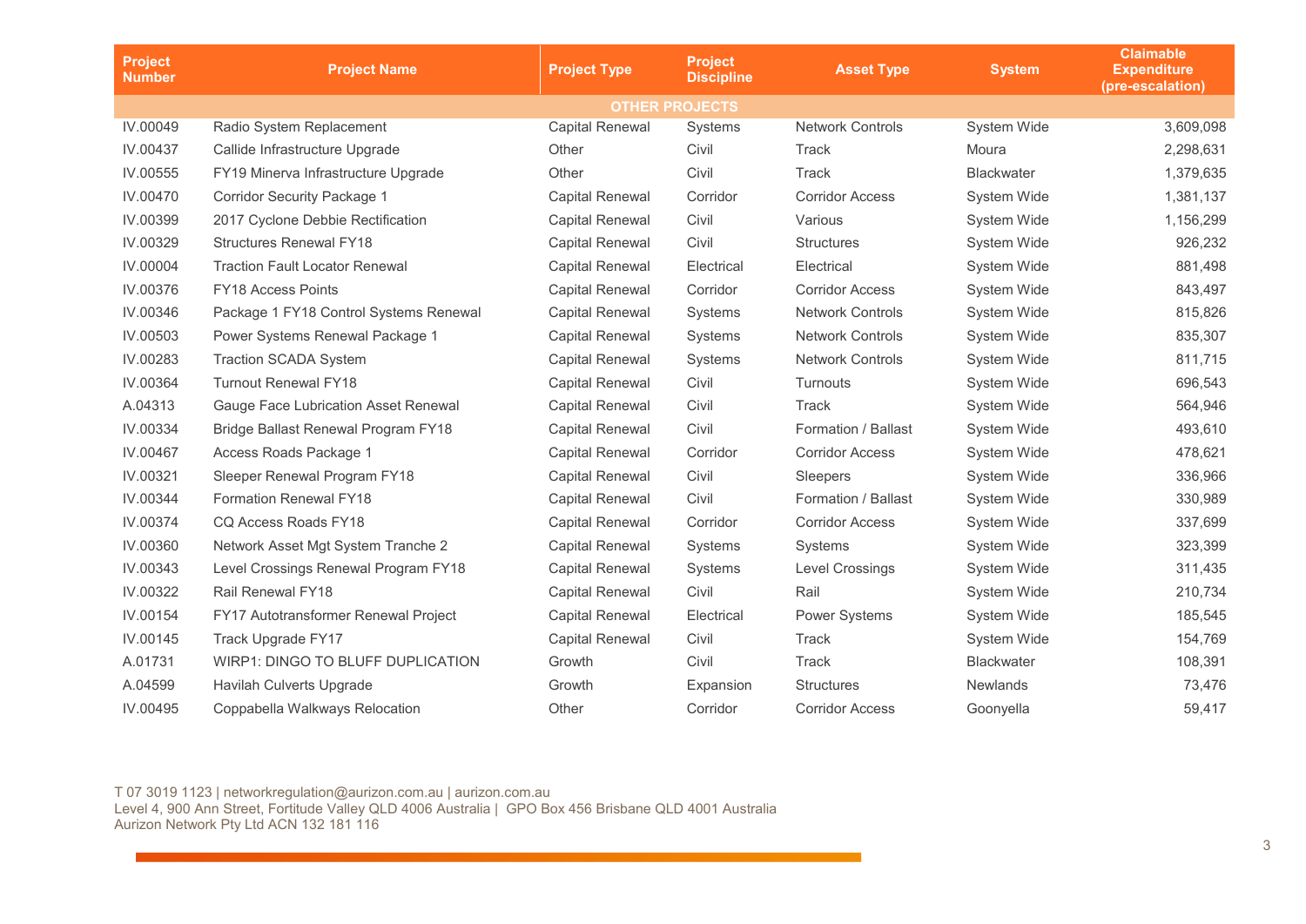| Project Number | Project Name | Project Type | Project Discipline | Asset Type | System | Claimable Expenditure (pre-escalation) |
|---|---|---|---|---|---|---|
| | | | OTHER PROJECTS | | | |
| IV.00049 | Radio System Replacement | Capital Renewal | Systems | Network Controls | System Wide | 3,609,098 |
| IV.00437 | Callide Infrastructure Upgrade | Other | Civil | Track | Moura | 2,298,631 |
| IV.00555 | FY19 Minerva Infrastructure Upgrade | Other | Civil | Track | Blackwater | 1,379,635 |
| IV.00470 | Corridor Security Package 1 | Capital Renewal | Corridor | Corridor Access | System Wide | 1,381,137 |
| IV.00399 | 2017 Cyclone Debbie Rectification | Capital Renewal | Civil | Various | System Wide | 1,156,299 |
| IV.00329 | Structures Renewal FY18 | Capital Renewal | Civil | Structures | System Wide | 926,232 |
| IV.00004 | Traction Fault Locator Renewal | Capital Renewal | Electrical | Electrical | System Wide | 881,498 |
| IV.00376 | FY18 Access Points | Capital Renewal | Corridor | Corridor Access | System Wide | 843,497 |
| IV.00346 | Package 1 FY18 Control Systems Renewal | Capital Renewal | Systems | Network Controls | System Wide | 815,826 |
| IV.00503 | Power Systems Renewal Package 1 | Capital Renewal | Systems | Network Controls | System Wide | 835,307 |
| IV.00283 | Traction SCADA System | Capital Renewal | Systems | Network Controls | System Wide | 811,715 |
| IV.00364 | Turnout Renewal FY18 | Capital Renewal | Civil | Turnouts | System Wide | 696,543 |
| A.04313 | Gauge Face Lubrication Asset Renewal | Capital Renewal | Civil | Track | System Wide | 564,946 |
| IV.00334 | Bridge Ballast Renewal Program FY18 | Capital Renewal | Civil | Formation / Ballast | System Wide | 493,610 |
| IV.00467 | Access Roads Package 1 | Capital Renewal | Corridor | Corridor Access | System Wide | 478,621 |
| IV.00321 | Sleeper Renewal Program FY18 | Capital Renewal | Civil | Sleepers | System Wide | 336,966 |
| IV.00344 | Formation Renewal FY18 | Capital Renewal | Civil | Formation / Ballast | System Wide | 330,989 |
| IV.00374 | CQ Access Roads FY18 | Capital Renewal | Corridor | Corridor Access | System Wide | 337,699 |
| IV.00360 | Network Asset Mgt System Tranche 2 | Capital Renewal | Systems | Systems | System Wide | 323,399 |
| IV.00343 | Level Crossings Renewal Program FY18 | Capital Renewal | Systems | Level Crossings | System Wide | 311,435 |
| IV.00322 | Rail Renewal FY18 | Capital Renewal | Civil | Rail | System Wide | 210,734 |
| IV.00154 | FY17 Autotransformer Renewal Project | Capital Renewal | Electrical | Power Systems | System Wide | 185,545 |
| IV.00145 | Track Upgrade FY17 | Capital Renewal | Civil | Track | System Wide | 154,769 |
| A.01731 | WIRP1: DINGO TO BLUFF DUPLICATION | Growth | Civil | Track | Blackwater | 108,391 |
| A.04599 | Havilah Culverts Upgrade | Growth | Expansion | Structures | Newlands | 73,476 |
| IV.00495 | Coppabella Walkways Relocation | Other | Corridor | Corridor Access | Goonyella | 59,417 |

T 07 3019 1123 | networkregulation@aurizon.com.au | aurizon.com.au
Level 4, 900 Ann Street, Fortitude Valley QLD 4006 Australia | GPO Box 456 Brisbane QLD 4001 Australia
Aurizon Network Pty Ltd ACN 132 181 116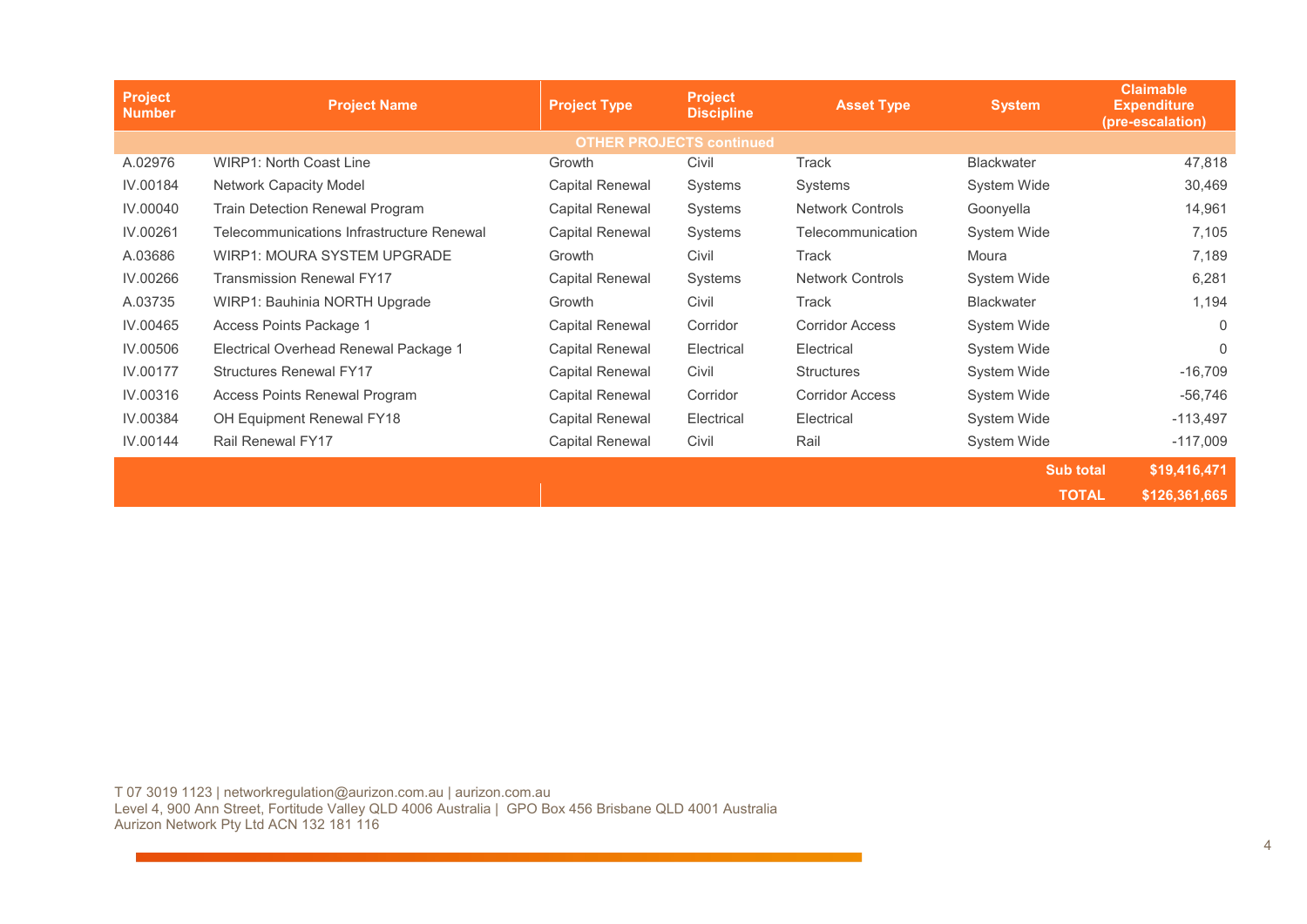| Project Number | Project Name | Project Type | Project Discipline | Asset Type | System | Claimable Expenditure (pre-escalation) |
|---|---|---|---|---|---|---|
| | | | **OTHER PROJECTS continued** | | | |
| A.02976 | WIRP1: North Coast Line | Growth | Civil | Track | Blackwater | 47,818 |
| IV.00184 | Network Capacity Model | Capital Renewal | Systems | Systems | System Wide | 30,469 |
| IV.00040 | Train Detection Renewal Program | Capital Renewal | Systems | Network Controls | Goonyella | 14,961 |
| IV.00261 | Telecommunications Infrastructure Renewal | Capital Renewal | Systems | Telecommunication | System Wide | 7,105 |
| A.03686 | WIRP1: MOURA SYSTEM UPGRADE | Growth | Civil | Track | Moura | 7,189 |
| IV.00266 | Transmission Renewal FY17 | Capital Renewal | Systems | Network Controls | System Wide | 6,281 |
| A.03735 | WIRP1: Bauhinia NORTH Upgrade | Growth | Civil | Track | Blackwater | 1,194 |
| IV.00465 | Access Points Package 1 | Capital Renewal | Corridor | Corridor Access | System Wide | 0 |
| IV.00506 | Electrical Overhead Renewal Package 1 | Capital Renewal | Electrical | Electrical | System Wide | 0 |
| IV.00177 | Structures Renewal FY17 | Capital Renewal | Civil | Structures | System Wide | -16,709 |
| IV.00316 | Access Points Renewal Program | Capital Renewal | Corridor | Corridor Access | System Wide | -56,746 |
| IV.00384 | OH Equipment Renewal FY18 | Capital Renewal | Electrical | Electrical | System Wide | -113,497 |
| IV.00144 | Rail Renewal FY17 | Capital Renewal | Civil | Rail | System Wide | -117,009 |
| | | | | | **Sub total** | **$19,416,471** |
| | | | | | **TOTAL** | **$126,361,665** |

T 07 3019 1123 | networkregulation@aurizon.com.au | aurizon.com.au
Level 4, 900 Ann Street, Fortitude Valley QLD 4006 Australia | GPO Box 456 Brisbane QLD 4001 Australia
Aurizon Network Pty Ltd ACN 132 181 116